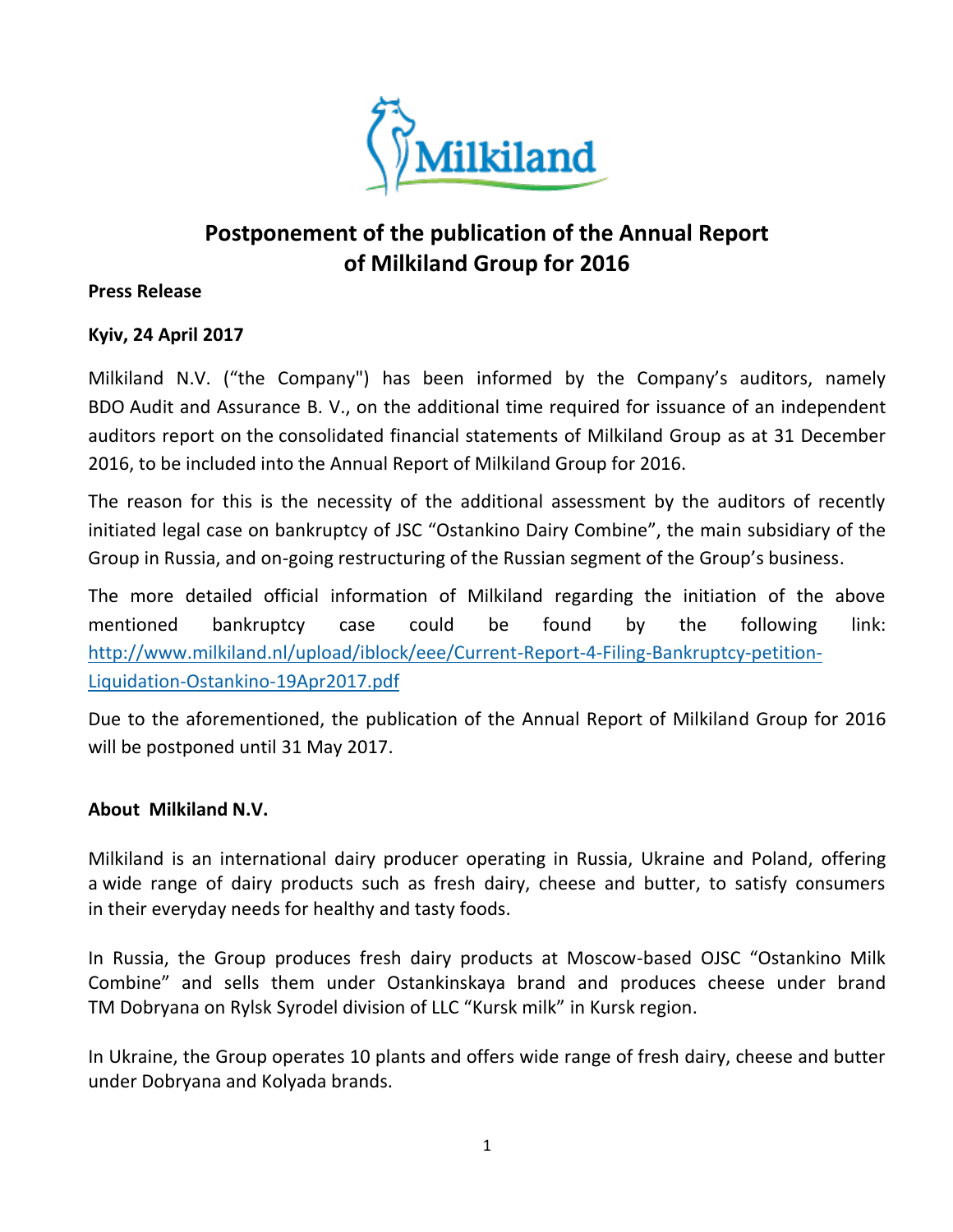# Postponement of the publication of the Annual Report of Milkiland Group for 2016

**Press Release**

**Kyiv, 24 April 2017**

Milkiland N.V. (“the Company") has been informed by the Company’s auditors, namely BDO Audit and Assurance B. V., on the additional time required for issuance of an independent auditors report on the consolidated financial statements of Milkiland Group as at 31 December 2016, to be included into the Annual Report of Milkiland Group for 2016.

The reason for this is the necessity of the additional assessment by the auditors of recently initiated legal case on bankruptcy of JSC “Ostankino Dairy Combine”, the main subsidiary of the Group in Russia, and on-going restructuring of the Russian segment of the Group’s business.

The more detailed official information of Milkiland regarding the initiation of the above mentioned bankruptcy case could be found by the following link: http://www.milkiland.nl/upload/iblock/eee/Current-Report-4-Filing-Bankruptcy-petition-Liquidation-Ostankino-19Apr2017.pdf

Due to the aforementioned, the publication of the Annual Report of Milkiland Group for 2016 will be postponed until 31 May 2017.

**About Milkiland N.V.**

Milkiland is an international dairy producer operating in Russia, Ukraine and Poland, offering a wide range of dairy products such as fresh dairy, cheese and butter, to satisfy consumers in their everyday needs for healthy and tasty foods.

In Russia, the Group produces fresh dairy products at Moscow-based OJSC “Ostankino Milk Combine” and sells them under Ostankinskaya brand and produces cheese under brand TM Dobryana on Rylsk Syrodel division of LLC “Kursk milk” in Kursk region.

In Ukraine, the Group operates 10 plants and offers wide range of fresh dairy, cheese and butter under Dobryana and Kolyada brands.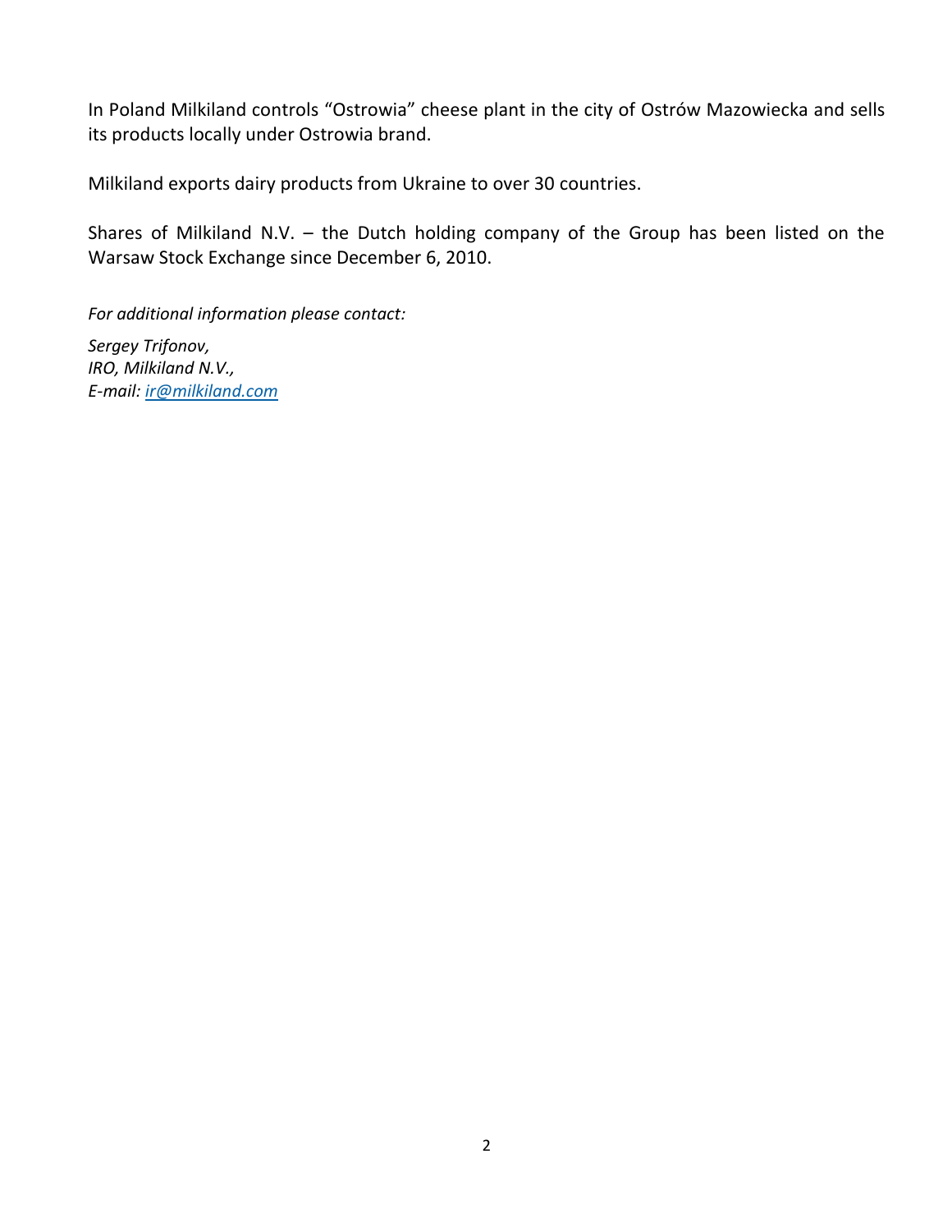In Poland Milkiland controls "Ostrowia" cheese plant in the city of Ostrów Mazowiecka and sells its products locally under Ostrowia brand.

Milkiland exports dairy products from Ukraine to over 30 countries.

Shares of Milkiland N.V. – the Dutch holding company of the Group has been listed on the Warsaw Stock Exchange since December 6, 2010.

*For additional information please contact:*

*Sergey Trifonov,*
*IRO, Milkiland N.V.,*
*E-mail: ir@milkiland.com*